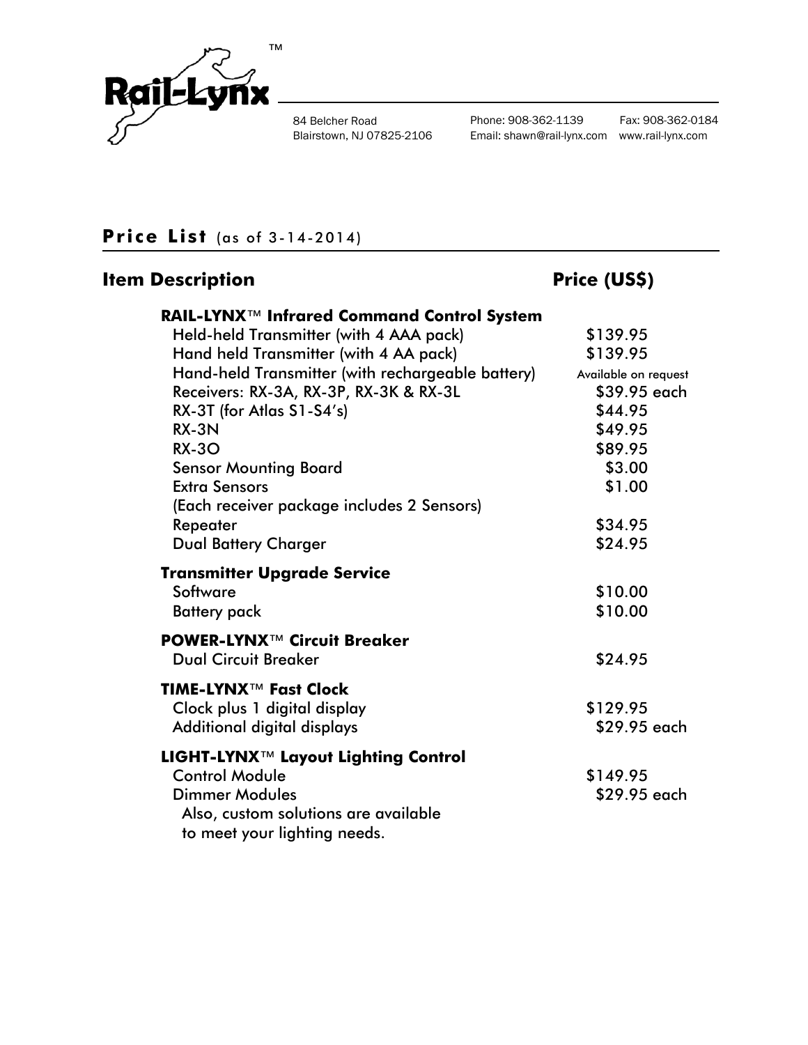# Rail-Lynx™

84 Belcher Road
Blairstown, NJ 07825-2106

Phone: 908-362-1139
Email: shawn@rail-lynx.com

Fax: 908-362-0184
www.rail-lynx.com

## Price List (as of 3-14-2014)

| Item Description | Price (US$) |
|---|---|
| **RAIL-LYNX™ Infrared Command Control System** | |
| Held-held Transmitter (with 4 AAA pack) | $139.95 |
| Hand held Transmitter (with 4 AA pack) | $139.95 |
| Hand-held Transmitter (with rechargeable battery) | Available on request |
| Receivers: RX-3A, RX-3P, RX-3K & RX-3L | $39.95 each |
| RX-3T (for Atlas S1-S4's) | $44.95 |
| RX-3N | $49.95 |
| RX-3O | $89.95 |
| Sensor Mounting Board | $3.00 |
| Extra Sensors | $1.00 |
| (Each receiver package includes 2 Sensors) | |
| Repeater | $34.95 |
| Dual Battery Charger | $24.95 |
| **Transmitter Upgrade Service** | |
| Software | $10.00 |
| Battery pack | $10.00 |
| **POWER-LYNX™ Circuit Breaker** | |
| Dual Circuit Breaker | $24.95 |
| **TIME-LYNX™ Fast Clock** | |
| Clock plus 1 digital display | $129.95 |
| Additional digital displays | $29.95 each |
| **LIGHT-LYNX™ Layout Lighting Control** | |
| Control Module | $149.95 |
| Dimmer Modules | $29.95 each |
| Also, custom solutions are available to meet your lighting needs. | |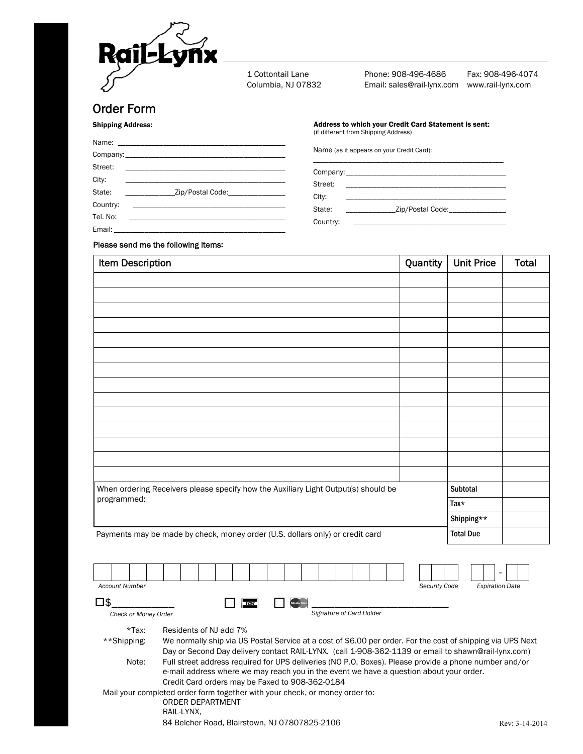Rail-Lynx

1 Cottontail Lane
Columbia, NJ 07832

Phone: 908-496-4686
Email: sales@rail-lynx.com

Fax: 908-496-4074
www.rail-lynx.com

# Order Form

**Shipping Address:**

Name: ___________________________________________
Company: ___________________________________________
Street: ___________________________________________
City: ___________________________________________
State: ____________ Zip/Postal Code: ______________
Country: ___________________________________________
Tel. No: ___________________________________________
Email: ___________________________________________

**Address to which your Credit Card Statement is sent:**
(if different from Shipping Address)

Name (as it appears on your Credit Card):
___________________________________________
Company: ___________________________________________
Street: ___________________________________________
City: ___________________________________________
State: ____________ Zip/Postal Code: ______________
Country: ___________________________________________

Please send me the following items:

| Item Description | Quantity | Unit Price | Total |
|---|---|---|---|
| | | | |
| | | | |
| | | | |
| | | | |
| | | | |
| | | | |
| | | | |
| | | | |
| | | | |
| | | | |
| | | | |
| | | | |
| | | | |
| | | | |
| When ordering Receivers please specify how the Auxiliary Light Output(s) should be programmed**:** | | **Subtotal** | |
| | | **Tax*** | |
| | | **Shipping**** | |
| Payments may be made by check, money order (U.S. dollars only) or credit card | | **Total Due** | |

*Account Number* | *Security Code* | *Expiration Date*

☐ $____________ *Check or Money Order*   ☐ VISA   ☐ MasterCard   ____________________________ *Signature of Card Holder*

*Tax: Residents of NJ add 7%

**Shipping: We normally ship via US Postal Service at a cost of $6.00 per order. For the cost of shipping via UPS Next Day or Second Day delivery contact RAIL-LYNX. (call 1-908-362-1139 or email to shawn@rail-lynx.com)

Note: Full street address required for UPS deliveries (NO P.O. Boxes). Please provide a phone number and/or e-mail address where we may reach you in the event we have a question about your order.
Credit Card orders may be Faxed to 908-362-0184

Mail your completed order form together with your check, or money order to:
ORDER DEPARTMENT
RAIL-LYNX,
84 Belcher Road, Blairstown, NJ 07807825-2106

Rev: 3-14-2014